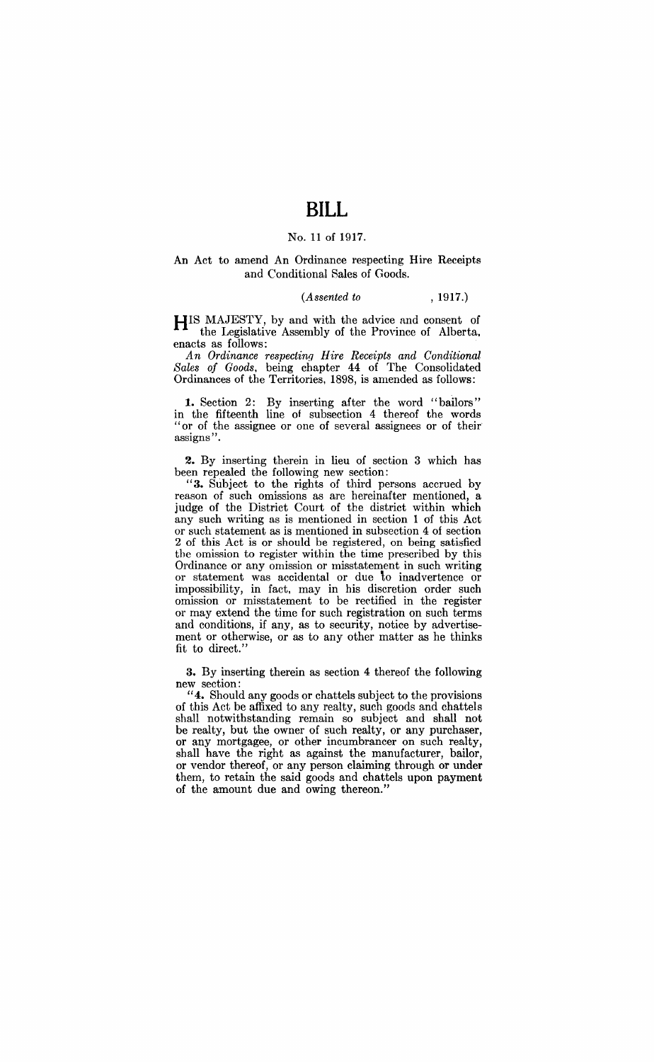# BILL

No. 11 of 1917.

An Act to amend An Ordinance respecting Hire Receipts and Conditional Sales of Goods.

*(Assented to , 1917.)*

HIS MAJESTY, by and with the advice and consent of the Legislative Assembly of the Province of Alberta, enacts as follows:

*An Ordinance respecting Hire Receipts and Conditional Sales of Goods*, being chapter 44 of The Consolidated Ordinances of the Territories, 1898, is amended as follows:

**1.** Section 2: By inserting after the word "bailors" in the fifteenth line of subsection 4 thereof the words "or of the assignee or one of several assignees or of their assigns".

**2.** By inserting therein in lieu of section 3 which has been repealed the following new section:

"**3.** Subject to the rights of third persons accrued by reason of such omissions as are hereinafter mentioned, a judge of the District Court of the district within which any such writing as is mentioned in section 1 of this Act or such statement as is mentioned in subsection 4 of section 2 of this Act is or should be registered, on being satisfied the omission to register within the time prescribed by this Ordinance or any omission or misstatement in such writing or statement was accidental or due to inadvertence or impossibility, in fact, may in his discretion order such omission or misstatement to be rectified in the register or may extend the time for such registration on such terms and conditions, if any, as to security, notice by advertisement or otherwise, or as to any other matter as he thinks fit to direct."

**3.** By inserting therein as section 4 thereof the following new section:

"**4.** Should any goods or chattels subject to the provisions of this Act be affixed to any realty, such goods and chattels shall notwithstanding remain so subject and shall not be realty, but the owner of such realty, or any purchaser, or any mortgagee, or other incumbrancer on such realty, shall have the right as against the manufacturer, bailor, or vendor thereof, or any person claiming through or under them, to retain the said goods and chattels upon payment of the amount due and owing thereon."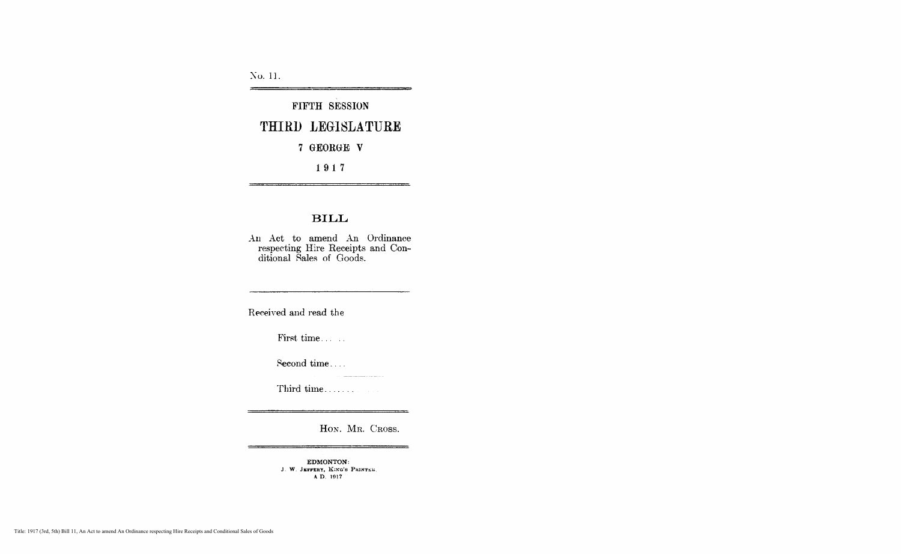No. 11.

FIFTH SESSION

# THIRD LEGISLATURE

7 GEORGE V

1917

## BILL

An Act to amend An Ordinance respecting Hire Receipts and Conditional Sales of Goods.

Received and read the

First time......

Second time....

Third time.......

HON. MR. CROSS.

EDMONTON:
J. W. JEFFERY, KING'S PRINTER.
A.D. 1917

Title: 1917 (3rd, 5th) Bill 11, An Act to amend An Ordinance respecting Hire Receipts and Conditional Sales of Goods